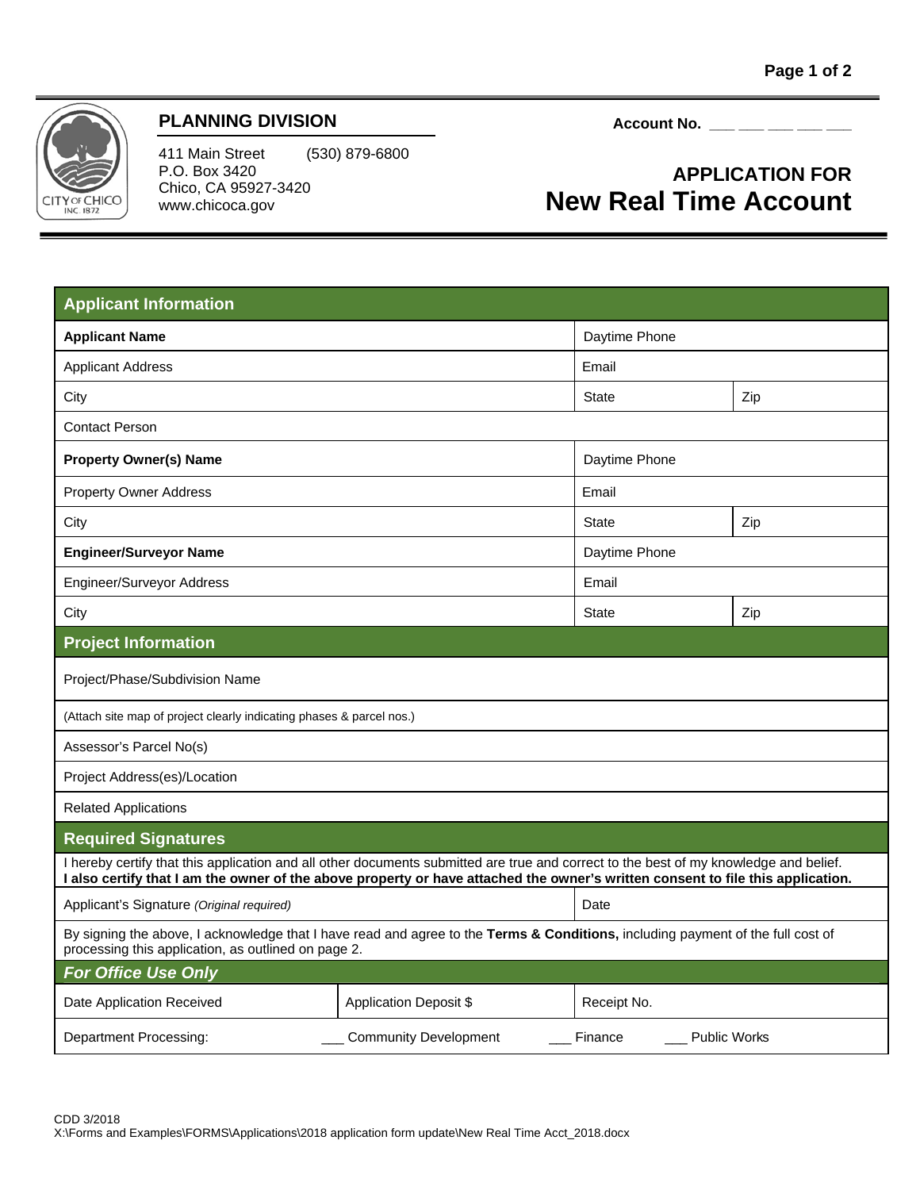## PLANNING DIVISION

411 Main Street (530) 879-6800
P.O. Box 3420
Chico, CA 95927-3420
www.chicoca.gov

**Account No.** ___ ___ ___ ___ ___

# APPLICATION FOR New Real Time Account

| **Applicant Information** | | |
|---|---|---|
| **Applicant Name** | Daytime Phone | |
| Applicant Address | Email | |
| City | State | Zip |
| Contact Person | | |
| **Property Owner(s) Name** | Daytime Phone | |
| Property Owner Address | Email | |
| City | State | Zip |
| **Engineer/Surveyor Name** | Daytime Phone | |
| Engineer/Surveyor Address | Email | |
| City | State | Zip |

| **Project Information** |
|---|
| Project/Phase/Subdivision Name |
| (Attach site map of project clearly indicating phases & parcel nos.) |
| Assessor's Parcel No(s) |
| Project Address(es)/Location |
| Related Applications |

| **Required Signatures** | |
|---|---|
| I hereby certify that this application and all other documents submitted are true and correct to the best of my knowledge and belief. **I also certify that I am the owner of the above property or have attached the owner's written consent to file this application.** | |
| Applicant's Signature *(Original required)* | Date |
| By signing the above, I acknowledge that I have read and agree to the **Terms & Conditions,** including payment of the full cost of processing this application, as outlined on page 2. | |

| ***For Office Use Only*** | | |
|---|---|---|
| Date Application Received | Application Deposit $ | Receipt No. |
| Department Processing: | ___ Community Development | ___ Finance ___ Public Works |

CDD 3/2018
X:\Forms and Examples\FORMS\Applications\2018 application form update\New Real Time Acct_2018.docx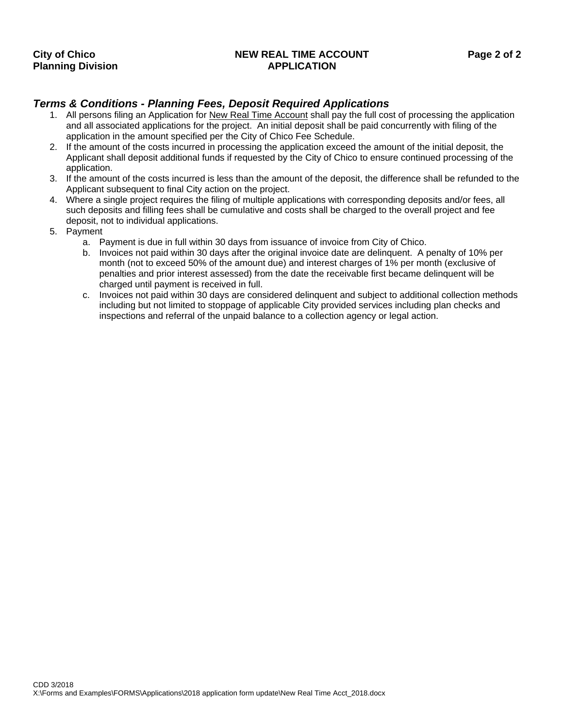## *Terms & Conditions - Planning Fees, Deposit Required Applications*

1. All persons filing an Application for <u>New Real Time Account</u> shall pay the full cost of processing the application and all associated applications for the project. An initial deposit shall be paid concurrently with filing of the application in the amount specified per the City of Chico Fee Schedule.
2. If the amount of the costs incurred in processing the application exceed the amount of the initial deposit, the Applicant shall deposit additional funds if requested by the City of Chico to ensure continued processing of the application.
3. If the amount of the costs incurred is less than the amount of the deposit, the difference shall be refunded to the Applicant subsequent to final City action on the project.
4. Where a single project requires the filing of multiple applications with corresponding deposits and/or fees, all such deposits and filling fees shall be cumulative and costs shall be charged to the overall project and fee deposit, not to individual applications.
5. Payment
   a. Payment is due in full within 30 days from issuance of invoice from City of Chico.
   b. Invoices not paid within 30 days after the original invoice date are delinquent. A penalty of 10% per month (not to exceed 50% of the amount due) and interest charges of 1% per month (exclusive of penalties and prior interest assessed) from the date the receivable first became delinquent will be charged until payment is received in full.
   c. Invoices not paid within 30 days are considered delinquent and subject to additional collection methods including but not limited to stoppage of applicable City provided services including plan checks and inspections and referral of the unpaid balance to a collection agency or legal action.

CDD 3/2018
X:\Forms and Examples\FORMS\Applications\2018 application form update\New Real Time Acct_2018.docx